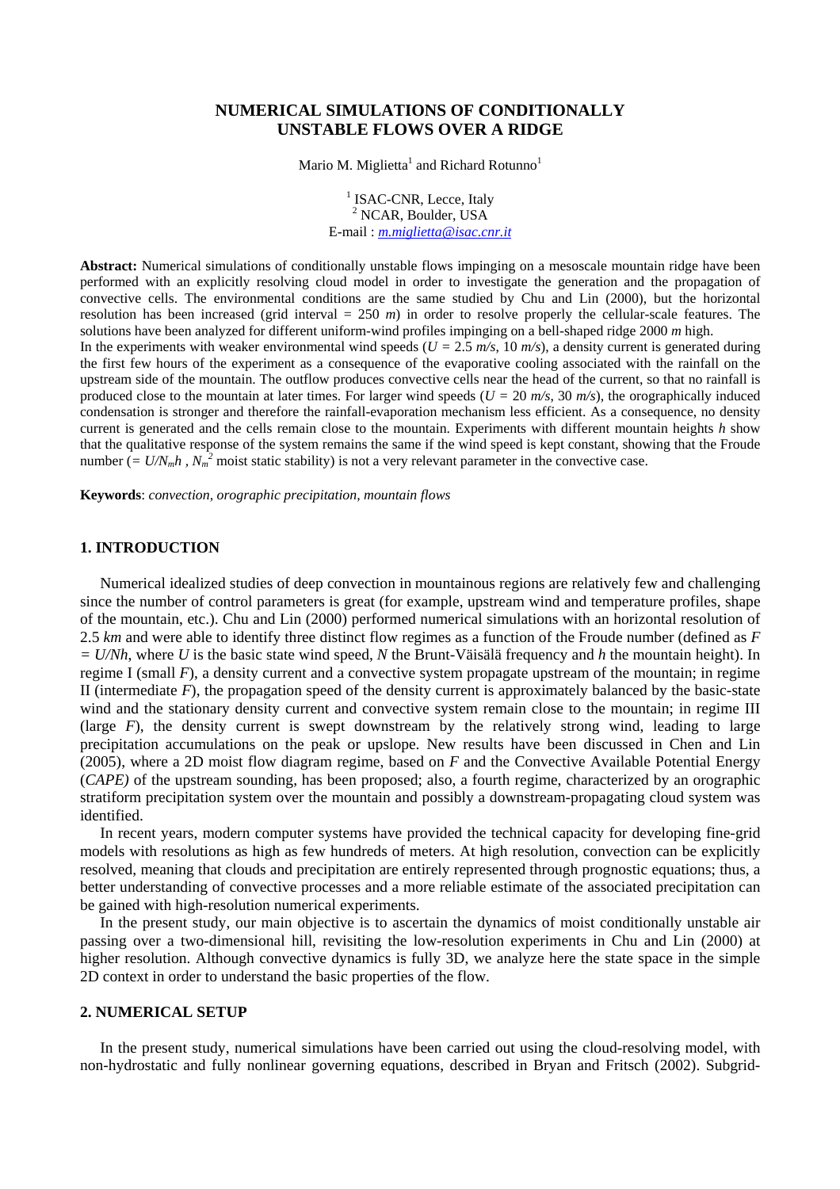# NUMERICAL SIMULATIONS OF CONDITIONALLY UNSTABLE FLOWS OVER A RIDGE

Mario M. Miglietta[1] and Richard Rotunno[1]

[1] ISAC-CNR, Lecce, Italy
[2] NCAR, Boulder, USA
E-mail : *m.miglietta@isac.cnr.it*

**Abstract:** Numerical simulations of conditionally unstable flows impinging on a mesoscale mountain ridge have been performed with an explicitly resolving cloud model in order to investigate the generation and the propagation of convective cells. The environmental conditions are the same studied by Chu and Lin (2000), but the horizontal resolution has been increased (grid interval = 250 *m*) in order to resolve properly the cellular-scale features. The solutions have been analyzed for different uniform-wind profiles impinging on a bell-shaped ridge 2000 *m* high.
In the experiments with weaker environmental wind speeds ($U$ = 2.5 *m/s*, 10 *m/s*), a density current is generated during the first few hours of the experiment as a consequence of the evaporative cooling associated with the rainfall on the upstream side of the mountain. The outflow produces convective cells near the head of the current, so that no rainfall is produced close to the mountain at later times. For larger wind speeds ($U$ = 20 *m/s*, 30 *m/s*), the orographically induced condensation is stronger and therefore the rainfall-evaporation mechanism less efficient. As a consequence, no density current is generated and the cells remain close to the mountain. Experiments with different mountain heights $h$ show that the qualitative response of the system remains the same if the wind speed is kept constant, showing that the Froude number ($= U/N_m h$ , $N_m^2$ moist static stability) is not a very relevant parameter in the convective case.

**Keywords**: *convection, orographic precipitation, mountain flows*

## 1. INTRODUCTION

Numerical idealized studies of deep convection in mountainous regions are relatively few and challenging since the number of control parameters is great (for example, upstream wind and temperature profiles, shape of the mountain, etc.). Chu and Lin (2000) performed numerical simulations with an horizontal resolution of 2.5 *km* and were able to identify three distinct flow regimes as a function of the Froude number (defined as $F = U/Nh$, where $U$ is the basic state wind speed, $N$ the Brunt-Väisälä frequency and $h$ the mountain height). In regime I (small $F$), a density current and a convective system propagate upstream of the mountain; in regime II (intermediate $F$), the propagation speed of the density current is approximately balanced by the basic-state wind and the stationary density current and convective system remain close to the mountain; in regime III (large $F$), the density current is swept downstream by the relatively strong wind, leading to large precipitation accumulations on the peak or upslope. New results have been discussed in Chen and Lin (2005), where a 2D moist flow diagram regime, based on $F$ and the Convective Available Potential Energy (*CAPE)* of the upstream sounding, has been proposed; also, a fourth regime, characterized by an orographic stratiform precipitation system over the mountain and possibly a downstream-propagating cloud system was identified.

In recent years, modern computer systems have provided the technical capacity for developing fine-grid models with resolutions as high as few hundreds of meters. At high resolution, convection can be explicitly resolved, meaning that clouds and precipitation are entirely represented through prognostic equations; thus, a better understanding of convective processes and a more reliable estimate of the associated precipitation can be gained with high-resolution numerical experiments.

In the present study, our main objective is to ascertain the dynamics of moist conditionally unstable air passing over a two-dimensional hill, revisiting the low-resolution experiments in Chu and Lin (2000) at higher resolution. Although convective dynamics is fully 3D, we analyze here the state space in the simple 2D context in order to understand the basic properties of the flow.

## 2. NUMERICAL SETUP

In the present study, numerical simulations have been carried out using the cloud-resolving model, with non-hydrostatic and fully nonlinear governing equations, described in Bryan and Fritsch (2002). Subgrid-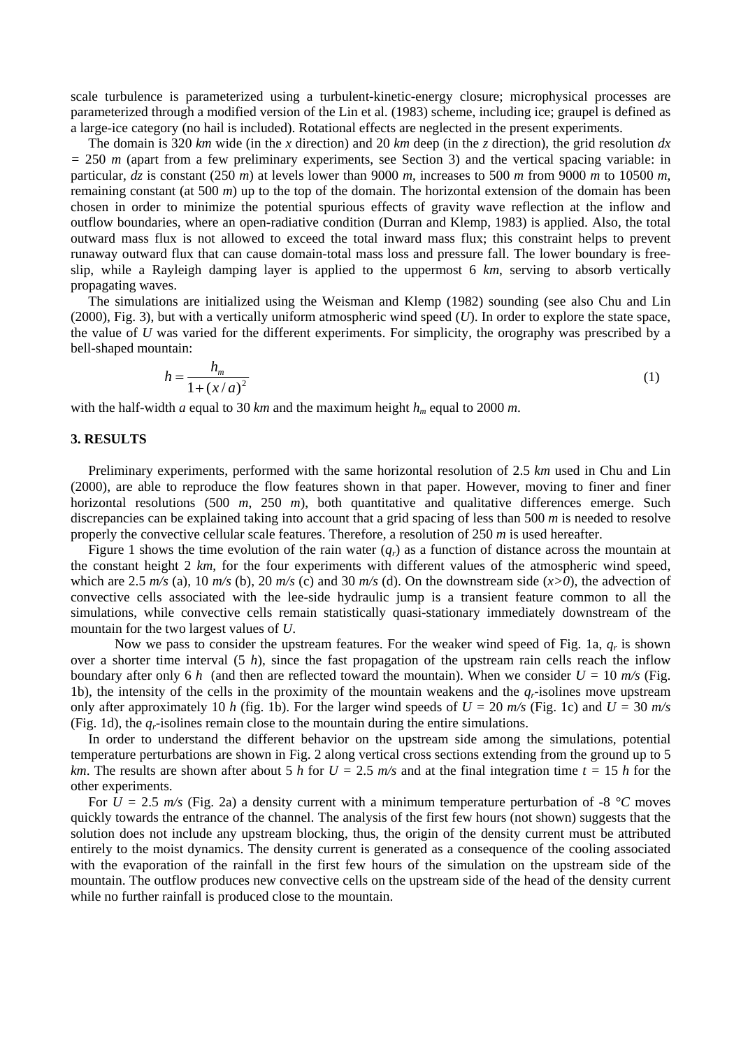scale turbulence is parameterized using a turbulent-kinetic-energy closure; microphysical processes are parameterized through a modified version of the Lin et al. (1983) scheme, including ice; graupel is defined as a large-ice category (no hail is included). Rotational effects are neglected in the present experiments.

The domain is 320 *km* wide (in the *x* direction) and 20 *km* deep (in the *z* direction), the grid resolution $dx = 250$ *m* (apart from a few preliminary experiments, see Section 3) and the vertical spacing variable: in particular, *dz* is constant (250 *m*) at levels lower than 9000 *m*, increases to 500 *m* from 9000 *m* to 10500 *m*, remaining constant (at 500 *m*) up to the top of the domain. The horizontal extension of the domain has been chosen in order to minimize the potential spurious effects of gravity wave reflection at the inflow and outflow boundaries, where an open-radiative condition (Durran and Klemp, 1983) is applied. Also, the total outward mass flux is not allowed to exceed the total inward mass flux; this constraint helps to prevent runaway outward flux that can cause domain-total mass loss and pressure fall. The lower boundary is free-slip, while a Rayleigh damping layer is applied to the uppermost 6 *km*, serving to absorb vertically propagating waves.

The simulations are initialized using the Weisman and Klemp (1982) sounding (see also Chu and Lin (2000), Fig. 3), but with a vertically uniform atmospheric wind speed ($U$). In order to explore the state space, the value of $U$ was varied for the different experiments. For simplicity, the orography was prescribed by a bell-shaped mountain:

$$h = \frac{h_m}{1 + (x/a)^2} \tag{1}$$

with the half-width $a$ equal to 30 *km* and the maximum height $h_m$ equal to 2000 *m*.

## 3. RESULTS

Preliminary experiments, performed with the same horizontal resolution of 2.5 *km* used in Chu and Lin (2000), are able to reproduce the flow features shown in that paper. However, moving to finer and finer horizontal resolutions (500 *m*, 250 *m*), both quantitative and qualitative differences emerge. Such discrepancies can be explained taking into account that a grid spacing of less than 500 *m* is needed to resolve properly the convective cellular scale features. Therefore, a resolution of 250 *m* is used hereafter.

Figure 1 shows the time evolution of the rain water ($q_r$) as a function of distance across the mountain at the constant height 2 *km*, for the four experiments with different values of the atmospheric wind speed, which are 2.5 *m/s* (a), 10 *m/s* (b), 20 *m/s* (c) and 30 *m/s* (d). On the downstream side ($x>0$), the advection of convective cells associated with the lee-side hydraulic jump is a transient feature common to all the simulations, while convective cells remain statistically quasi-stationary immediately downstream of the mountain for the two largest values of $U$.

Now we pass to consider the upstream features. For the weaker wind speed of Fig. 1a, $q_r$ is shown over a shorter time interval (5 *h*), since the fast propagation of the upstream rain cells reach the inflow boundary after only 6 *h* (and then are reflected toward the mountain). When we consider $U = 10$ *m/s* (Fig. 1b), the intensity of the cells in the proximity of the mountain weakens and the $q_r$-isolines move upstream only after approximately 10 *h* (fig. 1b). For the larger wind speeds of $U = 20$ *m/s* (Fig. 1c) and $U = 30$ *m/s* (Fig. 1d), the $q_r$-isolines remain close to the mountain during the entire simulations.

In order to understand the different behavior on the upstream side among the simulations, potential temperature perturbations are shown in Fig. 2 along vertical cross sections extending from the ground up to 5 *km*. The results are shown after about 5 *h* for $U = 2.5$ *m/s* and at the final integration time $t = 15$ *h* for the other experiments.

For $U = 2.5$ *m/s* (Fig. 2a) a density current with a minimum temperature perturbation of -8 *°C* moves quickly towards the entrance of the channel. The analysis of the first few hours (not shown) suggests that the solution does not include any upstream blocking, thus, the origin of the density current must be attributed entirely to the moist dynamics. The density current is generated as a consequence of the cooling associated with the evaporation of the rainfall in the first few hours of the simulation on the upstream side of the mountain. The outflow produces new convective cells on the upstream side of the head of the density current while no further rainfall is produced close to the mountain.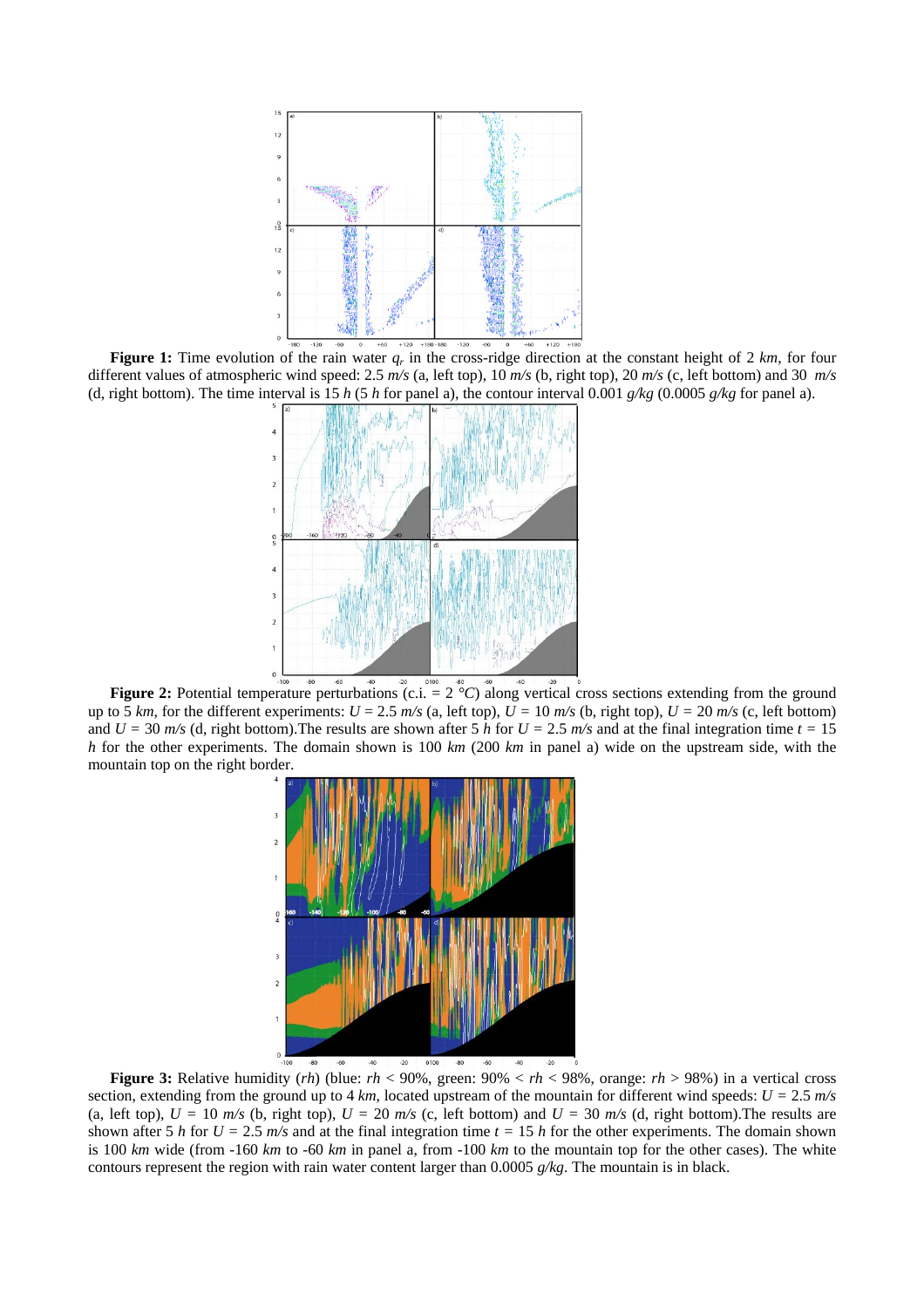**Figure 1:** Time evolution of the rain water $q_r$ in the cross-ridge direction at the constant height of 2 *km*, for four different values of atmospheric wind speed: 2.5 *m/s* (a, left top), 10 *m/s* (b, right top), 20 *m/s* (c, left bottom) and 30 *m/s* (d, right bottom). The time interval is 15 *h* (5 *h* for panel a), the contour interval 0.001 *g/kg* (0.0005 *g/kg* for panel a).

**Figure 2:** Potential temperature perturbations (c.i. = 2 °*C*) along vertical cross sections extending from the ground up to 5 *km*, for the different experiments: $U$ = 2.5 *m/s* (a, left top), $U$ = 10 *m/s* (b, right top), $U$ = 20 *m/s* (c, left bottom) and $U$ = 30 *m/s* (d, right bottom).The results are shown after 5 *h* for $U$ = 2.5 *m/s* and at the final integration time $t$ = 15 *h* for the other experiments. The domain shown is 100 *km* (200 *km* in panel a) wide on the upstream side, with the mountain top on the right border.

**Figure 3:** Relative humidity (*rh*) (blue: *rh* < 90%, green: 90% < *rh* < 98%, orange: *rh* > 98%) in a vertical cross section, extending from the ground up to 4 *km*, located upstream of the mountain for different wind speeds: $U$ = 2.5 *m/s* (a, left top), $U$ = 10 *m/s* (b, right top), $U$ = 20 *m/s* (c, left bottom) and $U$ = 30 *m/s* (d, right bottom).The results are shown after 5 *h* for $U$ = 2.5 *m/s* and at the final integration time $t$ = 15 *h* for the other experiments. The domain shown is 100 *km* wide (from -160 *km* to -60 *km* in panel a, from -100 *km* to the mountain top for the other cases). The white contours represent the region with rain water content larger than 0.0005 *g/kg*. The mountain is in black.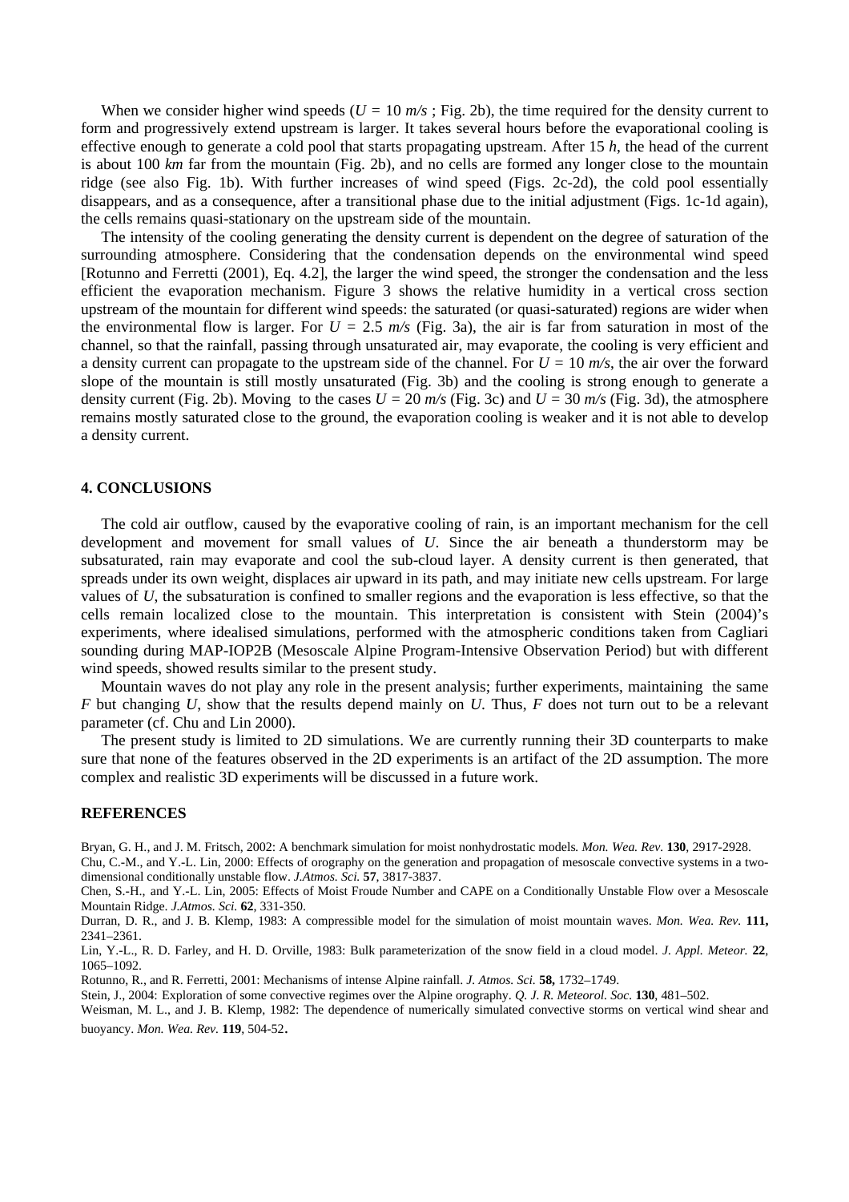When we consider higher wind speeds ($U$ = 10 *m/s* ; Fig. 2b), the time required for the density current to form and progressively extend upstream is larger. It takes several hours before the evaporational cooling is effective enough to generate a cold pool that starts propagating upstream. After 15 *h*, the head of the current is about 100 *km* far from the mountain (Fig. 2b), and no cells are formed any longer close to the mountain ridge (see also Fig. 1b). With further increases of wind speed (Figs. 2c-2d), the cold pool essentially disappears, and as a consequence, after a transitional phase due to the initial adjustment (Figs. 1c-1d again), the cells remains quasi-stationary on the upstream side of the mountain.

The intensity of the cooling generating the density current is dependent on the degree of saturation of the surrounding atmosphere. Considering that the condensation depends on the environmental wind speed [Rotunno and Ferretti (2001), Eq. 4.2], the larger the wind speed, the stronger the condensation and the less efficient the evaporation mechanism. Figure 3 shows the relative humidity in a vertical cross section upstream of the mountain for different wind speeds: the saturated (or quasi-saturated) regions are wider when the environmental flow is larger. For $U$ = 2.5 *m/s* (Fig. 3a), the air is far from saturation in most of the channel, so that the rainfall, passing through unsaturated air, may evaporate, the cooling is very efficient and a density current can propagate to the upstream side of the channel. For $U$ = 10 *m/s*, the air over the forward slope of the mountain is still mostly unsaturated (Fig. 3b) and the cooling is strong enough to generate a density current (Fig. 2b). Moving to the cases $U$ = 20 *m/s* (Fig. 3c) and $U$ = 30 *m/s* (Fig. 3d), the atmosphere remains mostly saturated close to the ground, the evaporation cooling is weaker and it is not able to develop a density current.

## 4. CONCLUSIONS

The cold air outflow, caused by the evaporative cooling of rain, is an important mechanism for the cell development and movement for small values of $U$. Since the air beneath a thunderstorm may be subsaturated, rain may evaporate and cool the sub-cloud layer. A density current is then generated, that spreads under its own weight, displaces air upward in its path, and may initiate new cells upstream. For large values of $U$, the subsaturation is confined to smaller regions and the evaporation is less effective, so that the cells remain localized close to the mountain. This interpretation is consistent with Stein (2004)'s experiments, where idealised simulations, performed with the atmospheric conditions taken from Cagliari sounding during MAP-IOP2B (Mesoscale Alpine Program-Intensive Observation Period) but with different wind speeds, showed results similar to the present study.

Mountain waves do not play any role in the present analysis; further experiments, maintaining the same $F$ but changing $U$, show that the results depend mainly on $U$. Thus, $F$ does not turn out to be a relevant parameter (cf. Chu and Lin 2000).

The present study is limited to 2D simulations. We are currently running their 3D counterparts to make sure that none of the features observed in the 2D experiments is an artifact of the 2D assumption. The more complex and realistic 3D experiments will be discussed in a future work.

## REFERENCES

Bryan, G. H., and J. M. Fritsch, 2002: A benchmark simulation for moist nonhydrostatic models*. Mon. Wea. Rev.* **130**, 2917-2928.

Chu, C.-M., and Y.-L. Lin, 2000: Effects of orography on the generation and propagation of mesoscale convective systems in a two-dimensional conditionally unstable flow. *J.Atmos. Sci.* **57**, 3817-3837.

Chen, S.-H., and Y.-L. Lin, 2005: Effects of Moist Froude Number and CAPE on a Conditionally Unstable Flow over a Mesoscale Mountain Ridge. *J.Atmos. Sci.* **62**, 331-350.

Durran, D. R., and J. B. Klemp, 1983: A compressible model for the simulation of moist mountain waves. *Mon. Wea. Rev.* **111,** 2341–2361.

Lin, Y.-L., R. D. Farley, and H. D. Orville, 1983: Bulk parameterization of the snow field in a cloud model. *J. Appl. Meteor.* **22**, 1065–1092.

Rotunno, R., and R. Ferretti, 2001: Mechanisms of intense Alpine rainfall. *J. Atmos. Sci.* **58,** 1732–1749.

Stein, J., 2004: Exploration of some convective regimes over the Alpine orography. *Q. J. R. Meteorol. Soc.* **130**, 481–502.

Weisman, M. L., and J. B. Klemp, 1982: The dependence of numerically simulated convective storms on vertical wind shear and buoyancy. *Mon. Wea. Rev.* **119**, 504-52.